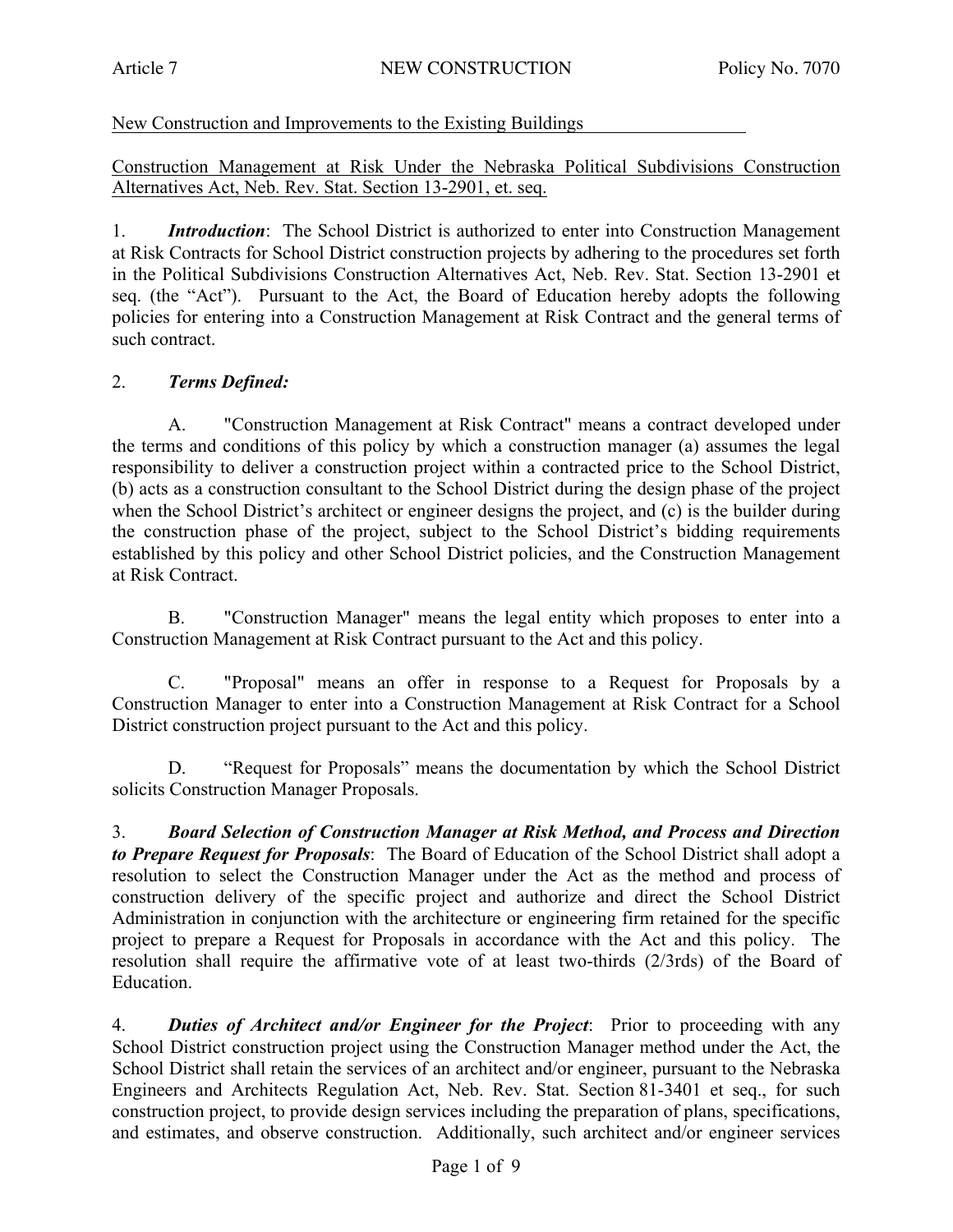New Construction and Improvements to the Existing Buildings

Construction Management at Risk Under the Nebraska Political Subdivisions Construction Alternatives Act, Neb. Rev. Stat. Section 13-2901, et. seq.

1. ***Introduction***: The School District is authorized to enter into Construction Management at Risk Contracts for School District construction projects by adhering to the procedures set forth in the Political Subdivisions Construction Alternatives Act, Neb. Rev. Stat. Section 13-2901 et seq. (the "Act"). Pursuant to the Act, the Board of Education hereby adopts the following policies for entering into a Construction Management at Risk Contract and the general terms of such contract.

2. ***Terms Defined:***

A. "Construction Management at Risk Contract" means a contract developed under the terms and conditions of this policy by which a construction manager (a) assumes the legal responsibility to deliver a construction project within a contracted price to the School District, (b) acts as a construction consultant to the School District during the design phase of the project when the School District's architect or engineer designs the project, and (c) is the builder during the construction phase of the project, subject to the School District's bidding requirements established by this policy and other School District policies, and the Construction Management at Risk Contract.

B. "Construction Manager" means the legal entity which proposes to enter into a Construction Management at Risk Contract pursuant to the Act and this policy.

C. "Proposal" means an offer in response to a Request for Proposals by a Construction Manager to enter into a Construction Management at Risk Contract for a School District construction project pursuant to the Act and this policy.

D. "Request for Proposals" means the documentation by which the School District solicits Construction Manager Proposals.

3. ***Board Selection of Construction Manager at Risk Method, and Process and Direction to Prepare Request for Proposals***: The Board of Education of the School District shall adopt a resolution to select the Construction Manager under the Act as the method and process of construction delivery of the specific project and authorize and direct the School District Administration in conjunction with the architecture or engineering firm retained for the specific project to prepare a Request for Proposals in accordance with the Act and this policy. The resolution shall require the affirmative vote of at least two-thirds (2/3rds) of the Board of Education.

4. ***Duties of Architect and/or Engineer for the Project***: Prior to proceeding with any School District construction project using the Construction Manager method under the Act, the School District shall retain the services of an architect and/or engineer, pursuant to the Nebraska Engineers and Architects Regulation Act, Neb. Rev. Stat. Section 81-3401 et seq., for such construction project, to provide design services including the preparation of plans, specifications, and estimates, and observe construction. Additionally, such architect and/or engineer services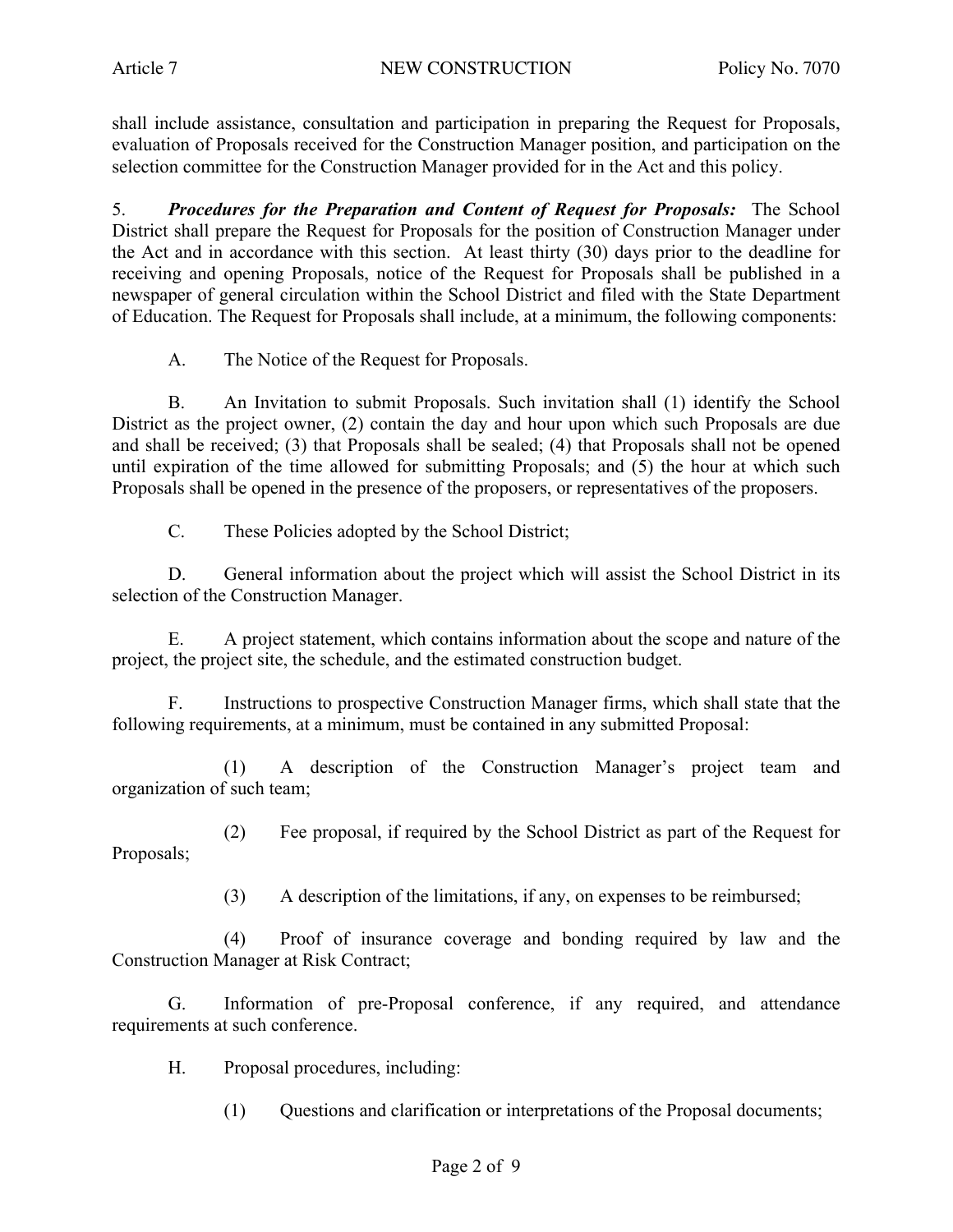shall include assistance, consultation and participation in preparing the Request for Proposals, evaluation of Proposals received for the Construction Manager position, and participation on the selection committee for the Construction Manager provided for in the Act and this policy.

5. ***Procedures for the Preparation and Content of Request for Proposals:*** The School District shall prepare the Request for Proposals for the position of Construction Manager under the Act and in accordance with this section. At least thirty (30) days prior to the deadline for receiving and opening Proposals, notice of the Request for Proposals shall be published in a newspaper of general circulation within the School District and filed with the State Department of Education. The Request for Proposals shall include, at a minimum, the following components:

A. The Notice of the Request for Proposals.

B. An Invitation to submit Proposals. Such invitation shall (1) identify the School District as the project owner, (2) contain the day and hour upon which such Proposals are due and shall be received; (3) that Proposals shall be sealed; (4) that Proposals shall not be opened until expiration of the time allowed for submitting Proposals; and (5) the hour at which such Proposals shall be opened in the presence of the proposers, or representatives of the proposers.

C. These Policies adopted by the School District;

D. General information about the project which will assist the School District in its selection of the Construction Manager.

E. A project statement, which contains information about the scope and nature of the project, the project site, the schedule, and the estimated construction budget.

F. Instructions to prospective Construction Manager firms, which shall state that the following requirements, at a minimum, must be contained in any submitted Proposal:

(1) A description of the Construction Manager's project team and organization of such team;

(2) Fee proposal, if required by the School District as part of the Request for Proposals;

(3) A description of the limitations, if any, on expenses to be reimbursed;

(4) Proof of insurance coverage and bonding required by law and the Construction Manager at Risk Contract;

G. Information of pre-Proposal conference, if any required, and attendance requirements at such conference.

H. Proposal procedures, including:

(1) Questions and clarification or interpretations of the Proposal documents;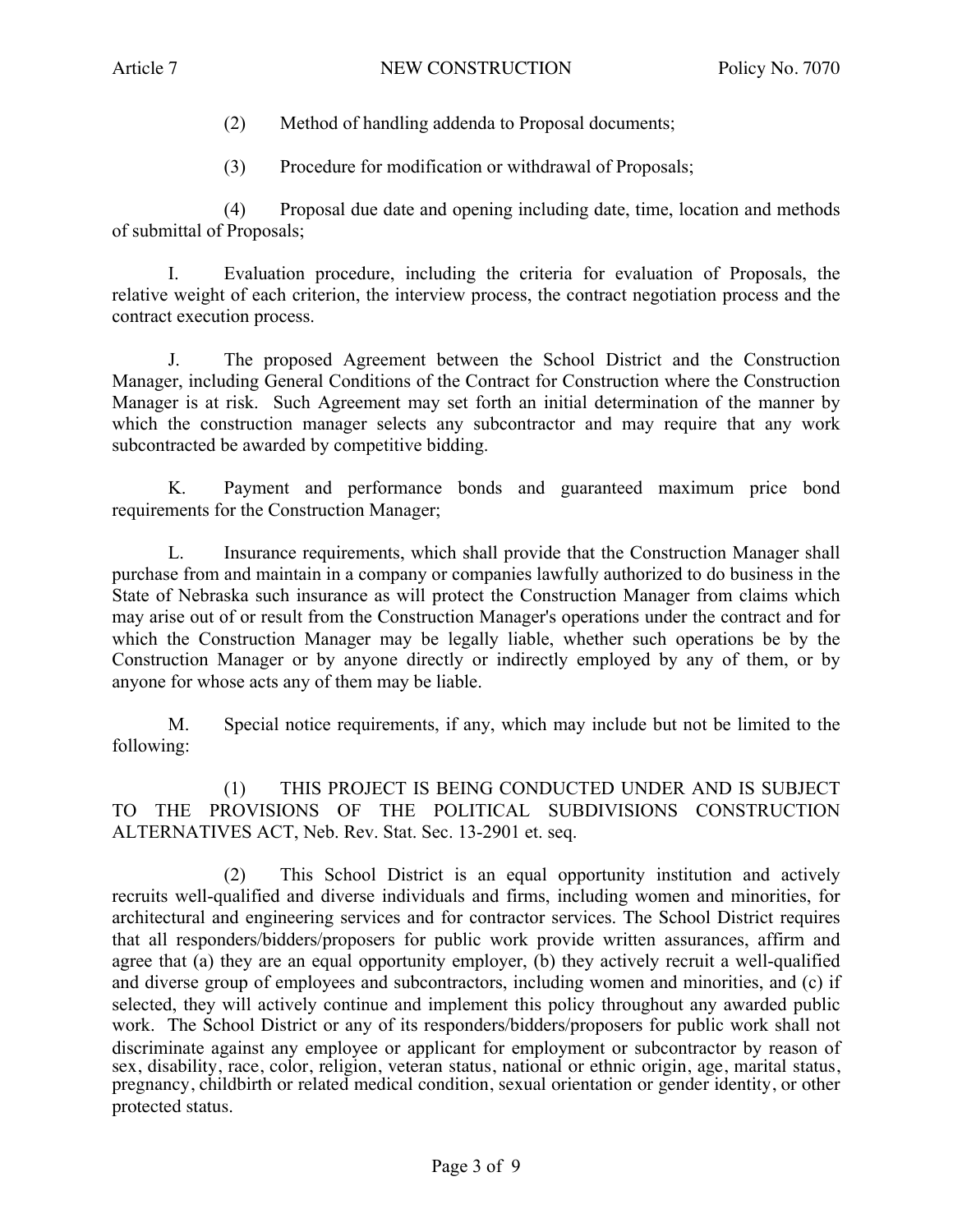(2) Method of handling addenda to Proposal documents;

(3) Procedure for modification or withdrawal of Proposals;

(4) Proposal due date and opening including date, time, location and methods of submittal of Proposals;

I. Evaluation procedure, including the criteria for evaluation of Proposals, the relative weight of each criterion, the interview process, the contract negotiation process and the contract execution process.

J. The proposed Agreement between the School District and the Construction Manager, including General Conditions of the Contract for Construction where the Construction Manager is at risk. Such Agreement may set forth an initial determination of the manner by which the construction manager selects any subcontractor and may require that any work subcontracted be awarded by competitive bidding.

K. Payment and performance bonds and guaranteed maximum price bond requirements for the Construction Manager;

L. Insurance requirements, which shall provide that the Construction Manager shall purchase from and maintain in a company or companies lawfully authorized to do business in the State of Nebraska such insurance as will protect the Construction Manager from claims which may arise out of or result from the Construction Manager's operations under the contract and for which the Construction Manager may be legally liable, whether such operations be by the Construction Manager or by anyone directly or indirectly employed by any of them, or by anyone for whose acts any of them may be liable.

M. Special notice requirements, if any, which may include but not be limited to the following:

(1) THIS PROJECT IS BEING CONDUCTED UNDER AND IS SUBJECT TO THE PROVISIONS OF THE POLITICAL SUBDIVISIONS CONSTRUCTION ALTERNATIVES ACT, Neb. Rev. Stat. Sec. 13-2901 et. seq.

(2) This School District is an equal opportunity institution and actively recruits well-qualified and diverse individuals and firms, including women and minorities, for architectural and engineering services and for contractor services. The School District requires that all responders/bidders/proposers for public work provide written assurances, affirm and agree that (a) they are an equal opportunity employer, (b) they actively recruit a well-qualified and diverse group of employees and subcontractors, including women and minorities, and (c) if selected, they will actively continue and implement this policy throughout any awarded public work. The School District or any of its responders/bidders/proposers for public work shall not discriminate against any employee or applicant for employment or subcontractor by reason of sex, disability, race, color, religion, veteran status, national or ethnic origin, age, marital status, pregnancy, childbirth or related medical condition, sexual orientation or gender identity, or other protected status.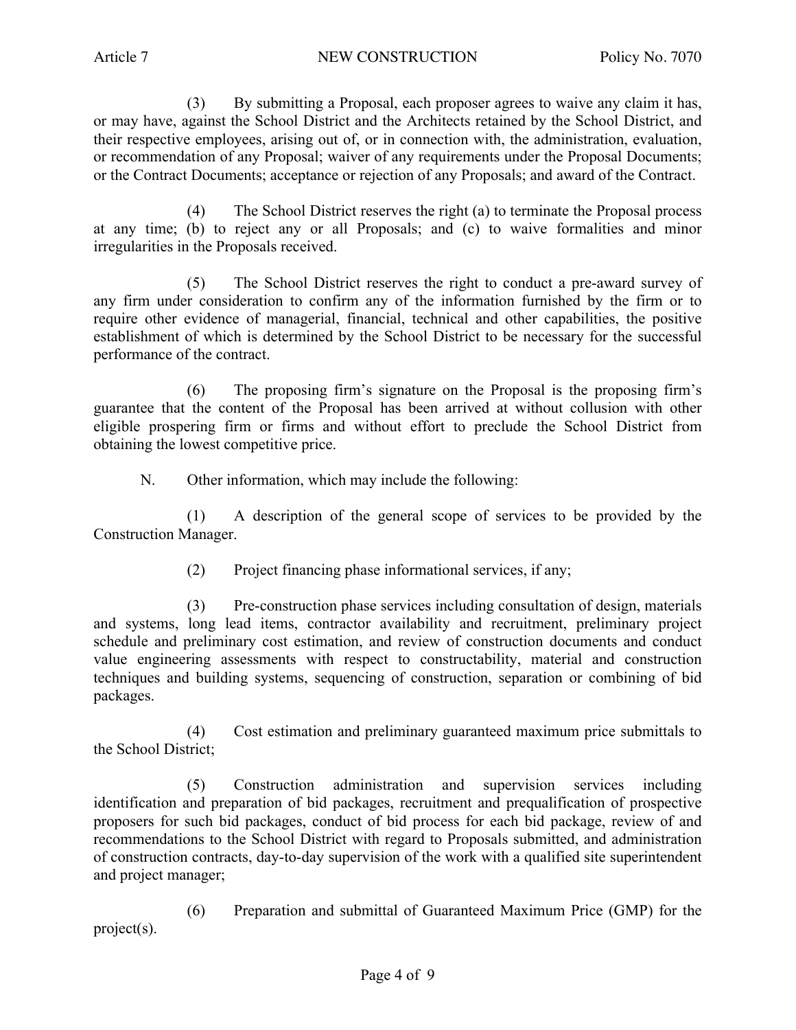(3) By submitting a Proposal, each proposer agrees to waive any claim it has, or may have, against the School District and the Architects retained by the School District, and their respective employees, arising out of, or in connection with, the administration, evaluation, or recommendation of any Proposal; waiver of any requirements under the Proposal Documents; or the Contract Documents; acceptance or rejection of any Proposals; and award of the Contract.

(4) The School District reserves the right (a) to terminate the Proposal process at any time; (b) to reject any or all Proposals; and (c) to waive formalities and minor irregularities in the Proposals received.

(5) The School District reserves the right to conduct a pre-award survey of any firm under consideration to confirm any of the information furnished by the firm or to require other evidence of managerial, financial, technical and other capabilities, the positive establishment of which is determined by the School District to be necessary for the successful performance of the contract.

(6) The proposing firm's signature on the Proposal is the proposing firm's guarantee that the content of the Proposal has been arrived at without collusion with other eligible prospering firm or firms and without effort to preclude the School District from obtaining the lowest competitive price.

N. Other information, which may include the following:

(1) A description of the general scope of services to be provided by the Construction Manager.

(2) Project financing phase informational services, if any;

(3) Pre-construction phase services including consultation of design, materials and systems, long lead items, contractor availability and recruitment, preliminary project schedule and preliminary cost estimation, and review of construction documents and conduct value engineering assessments with respect to constructability, material and construction techniques and building systems, sequencing of construction, separation or combining of bid packages.

(4) Cost estimation and preliminary guaranteed maximum price submittals to the School District;

(5) Construction administration and supervision services including identification and preparation of bid packages, recruitment and prequalification of prospective proposers for such bid packages, conduct of bid process for each bid package, review of and recommendations to the School District with regard to Proposals submitted, and administration of construction contracts, day-to-day supervision of the work with a qualified site superintendent and project manager;

(6) Preparation and submittal of Guaranteed Maximum Price (GMP) for the project(s).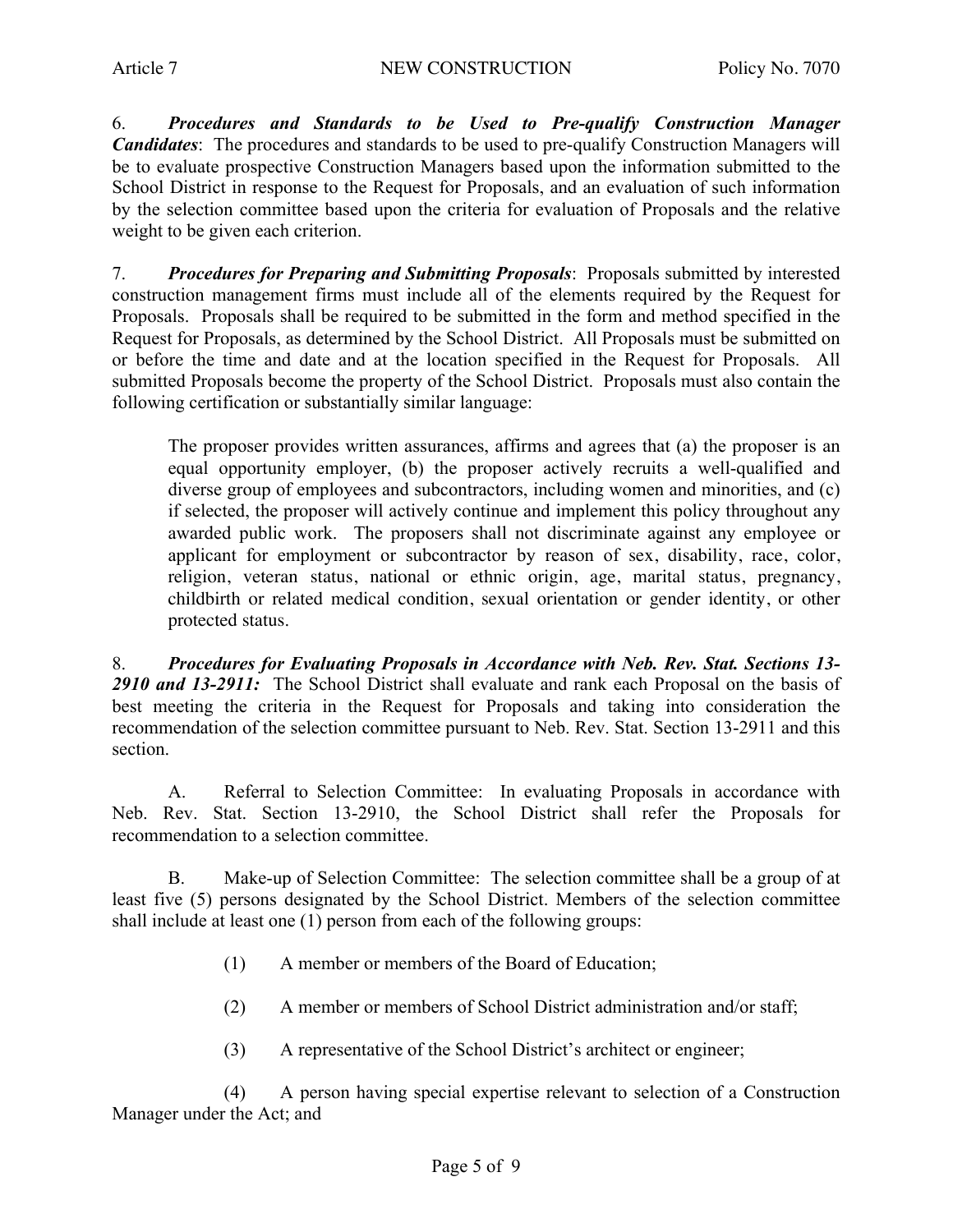6. ***Procedures and Standards to be Used to Pre-qualify Construction Manager Candidates***: The procedures and standards to be used to pre-qualify Construction Managers will be to evaluate prospective Construction Managers based upon the information submitted to the School District in response to the Request for Proposals, and an evaluation of such information by the selection committee based upon the criteria for evaluation of Proposals and the relative weight to be given each criterion.

7. ***Procedures for Preparing and Submitting Proposals***: Proposals submitted by interested construction management firms must include all of the elements required by the Request for Proposals. Proposals shall be required to be submitted in the form and method specified in the Request for Proposals, as determined by the School District. All Proposals must be submitted on or before the time and date and at the location specified in the Request for Proposals. All submitted Proposals become the property of the School District. Proposals must also contain the following certification or substantially similar language:

> The proposer provides written assurances, affirms and agrees that (a) the proposer is an equal opportunity employer, (b) the proposer actively recruits a well-qualified and diverse group of employees and subcontractors, including women and minorities, and (c) if selected, the proposer will actively continue and implement this policy throughout any awarded public work. The proposers shall not discriminate against any employee or applicant for employment or subcontractor by reason of sex, disability, race, color, religion, veteran status, national or ethnic origin, age, marital status, pregnancy, childbirth or related medical condition, sexual orientation or gender identity, or other protected status.

8. ***Procedures for Evaluating Proposals in Accordance with Neb. Rev. Stat. Sections 13-2910 and 13-2911:*** The School District shall evaluate and rank each Proposal on the basis of best meeting the criteria in the Request for Proposals and taking into consideration the recommendation of the selection committee pursuant to Neb. Rev. Stat. Section 13-2911 and this section.

A. Referral to Selection Committee: In evaluating Proposals in accordance with Neb. Rev. Stat. Section 13-2910, the School District shall refer the Proposals for recommendation to a selection committee.

B. Make-up of Selection Committee: The selection committee shall be a group of at least five (5) persons designated by the School District. Members of the selection committee shall include at least one (1) person from each of the following groups:

(1) A member or members of the Board of Education;

(2) A member or members of School District administration and/or staff;

(3) A representative of the School District's architect or engineer;

(4) A person having special expertise relevant to selection of a Construction Manager under the Act; and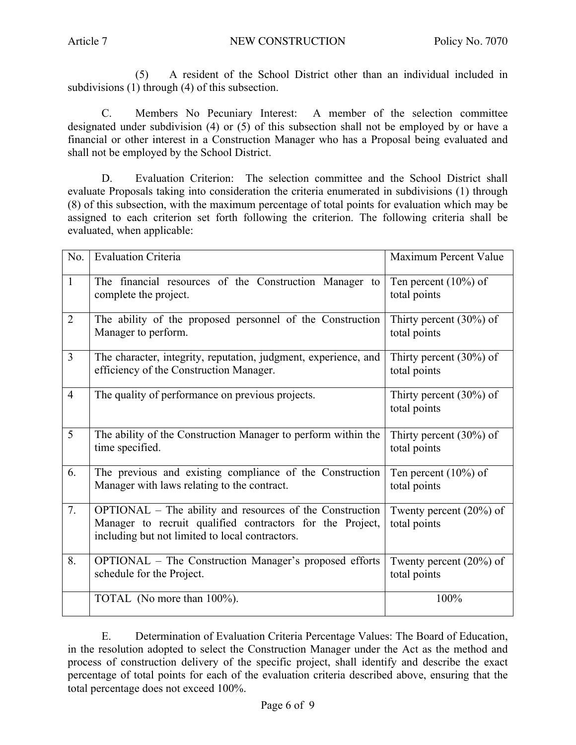(5) A resident of the School District other than an individual included in subdivisions (1) through (4) of this subsection.

C. Members No Pecuniary Interest: A member of the selection committee designated under subdivision (4) or (5) of this subsection shall not be employed by or have a financial or other interest in a Construction Manager who has a Proposal being evaluated and shall not be employed by the School District.

D. Evaluation Criterion: The selection committee and the School District shall evaluate Proposals taking into consideration the criteria enumerated in subdivisions (1) through (8) of this subsection, with the maximum percentage of total points for evaluation which may be assigned to each criterion set forth following the criterion. The following criteria shall be evaluated, when applicable:

| No. | Evaluation Criteria | Maximum Percent Value |
|---|---|---|
| 1 | The financial resources of the Construction Manager to complete the project. | Ten percent (10%) of total points |
| 2 | The ability of the proposed personnel of the Construction Manager to perform. | Thirty percent (30%) of total points |
| 3 | The character, integrity, reputation, judgment, experience, and efficiency of the Construction Manager. | Thirty percent (30%) of total points |
| 4 | The quality of performance on previous projects. | Thirty percent (30%) of total points |
| 5 | The ability of the Construction Manager to perform within the time specified. | Thirty percent (30%) of total points |
| 6. | The previous and existing compliance of the Construction Manager with laws relating to the contract. | Ten percent (10%) of total points |
| 7. | OPTIONAL – The ability and resources of the Construction Manager to recruit qualified contractors for the Project, including but not limited to local contractors. | Twenty percent (20%) of total points |
| 8. | OPTIONAL – The Construction Manager's proposed efforts schedule for the Project. | Twenty percent (20%) of total points |
| | TOTAL (No more than 100%). | 100% |

E. Determination of Evaluation Criteria Percentage Values: The Board of Education, in the resolution adopted to select the Construction Manager under the Act as the method and process of construction delivery of the specific project, shall identify and describe the exact percentage of total points for each of the evaluation criteria described above, ensuring that the total percentage does not exceed 100%.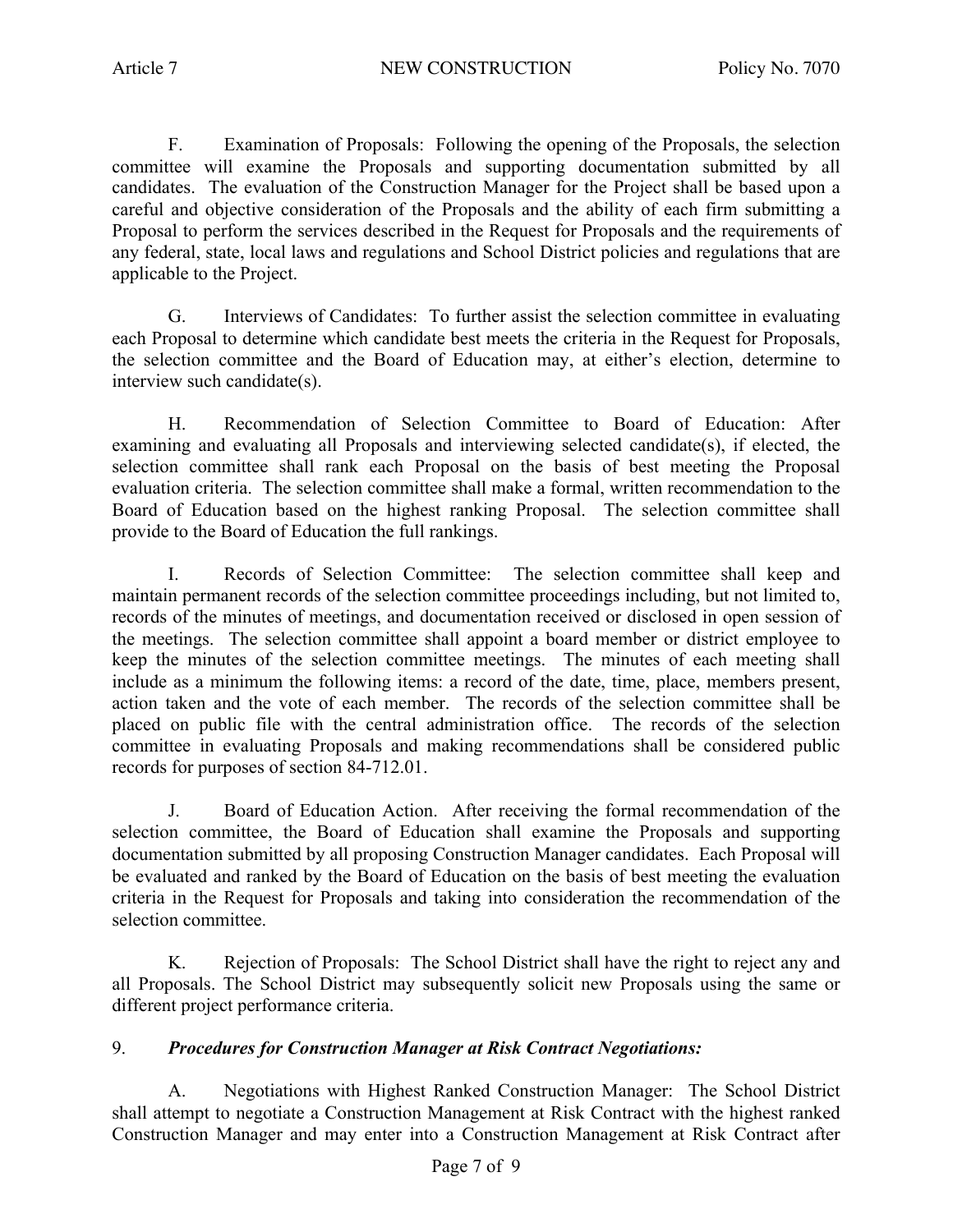F. Examination of Proposals: Following the opening of the Proposals, the selection committee will examine the Proposals and supporting documentation submitted by all candidates. The evaluation of the Construction Manager for the Project shall be based upon a careful and objective consideration of the Proposals and the ability of each firm submitting a Proposal to perform the services described in the Request for Proposals and the requirements of any federal, state, local laws and regulations and School District policies and regulations that are applicable to the Project.

G. Interviews of Candidates: To further assist the selection committee in evaluating each Proposal to determine which candidate best meets the criteria in the Request for Proposals, the selection committee and the Board of Education may, at either's election, determine to interview such candidate(s).

H. Recommendation of Selection Committee to Board of Education: After examining and evaluating all Proposals and interviewing selected candidate(s), if elected, the selection committee shall rank each Proposal on the basis of best meeting the Proposal evaluation criteria. The selection committee shall make a formal, written recommendation to the Board of Education based on the highest ranking Proposal. The selection committee shall provide to the Board of Education the full rankings.

I. Records of Selection Committee: The selection committee shall keep and maintain permanent records of the selection committee proceedings including, but not limited to, records of the minutes of meetings, and documentation received or disclosed in open session of the meetings. The selection committee shall appoint a board member or district employee to keep the minutes of the selection committee meetings. The minutes of each meeting shall include as a minimum the following items: a record of the date, time, place, members present, action taken and the vote of each member. The records of the selection committee shall be placed on public file with the central administration office. The records of the selection committee in evaluating Proposals and making recommendations shall be considered public records for purposes of section 84-712.01.

J. Board of Education Action. After receiving the formal recommendation of the selection committee, the Board of Education shall examine the Proposals and supporting documentation submitted by all proposing Construction Manager candidates. Each Proposal will be evaluated and ranked by the Board of Education on the basis of best meeting the evaluation criteria in the Request for Proposals and taking into consideration the recommendation of the selection committee.

K. Rejection of Proposals: The School District shall have the right to reject any and all Proposals. The School District may subsequently solicit new Proposals using the same or different project performance criteria.

9. ***Procedures for Construction Manager at Risk Contract Negotiations:***

A. Negotiations with Highest Ranked Construction Manager: The School District shall attempt to negotiate a Construction Management at Risk Contract with the highest ranked Construction Manager and may enter into a Construction Management at Risk Contract after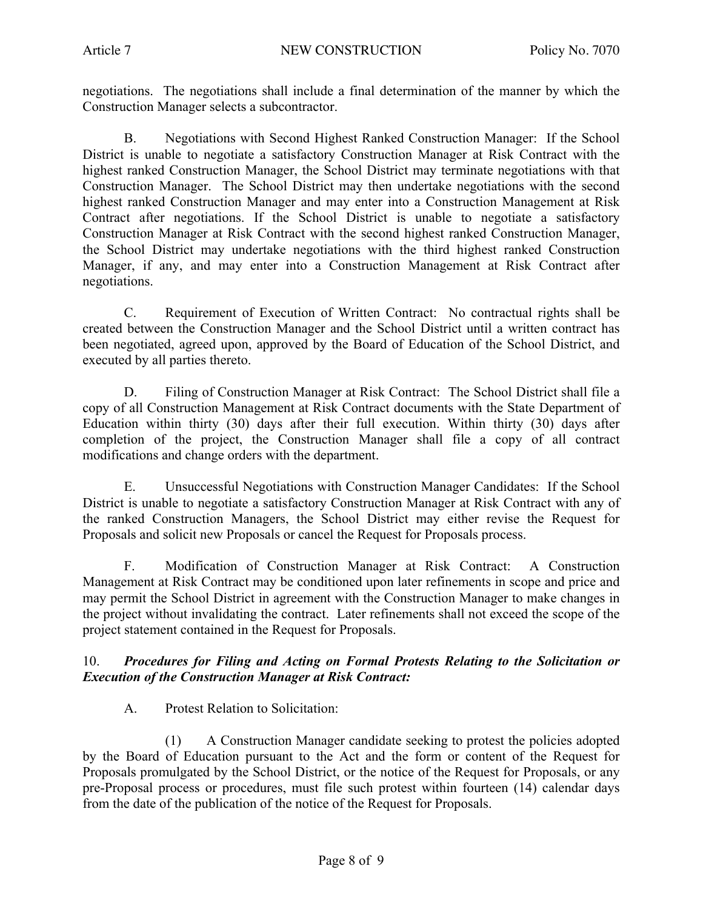negotiations. The negotiations shall include a final determination of the manner by which the Construction Manager selects a subcontractor.

B. Negotiations with Second Highest Ranked Construction Manager: If the School District is unable to negotiate a satisfactory Construction Manager at Risk Contract with the highest ranked Construction Manager, the School District may terminate negotiations with that Construction Manager. The School District may then undertake negotiations with the second highest ranked Construction Manager and may enter into a Construction Management at Risk Contract after negotiations. If the School District is unable to negotiate a satisfactory Construction Manager at Risk Contract with the second highest ranked Construction Manager, the School District may undertake negotiations with the third highest ranked Construction Manager, if any, and may enter into a Construction Management at Risk Contract after negotiations.

C. Requirement of Execution of Written Contract: No contractual rights shall be created between the Construction Manager and the School District until a written contract has been negotiated, agreed upon, approved by the Board of Education of the School District, and executed by all parties thereto.

D. Filing of Construction Manager at Risk Contract: The School District shall file a copy of all Construction Management at Risk Contract documents with the State Department of Education within thirty (30) days after their full execution. Within thirty (30) days after completion of the project, the Construction Manager shall file a copy of all contract modifications and change orders with the department.

E. Unsuccessful Negotiations with Construction Manager Candidates: If the School District is unable to negotiate a satisfactory Construction Manager at Risk Contract with any of the ranked Construction Managers, the School District may either revise the Request for Proposals and solicit new Proposals or cancel the Request for Proposals process.

F. Modification of Construction Manager at Risk Contract: A Construction Management at Risk Contract may be conditioned upon later refinements in scope and price and may permit the School District in agreement with the Construction Manager to make changes in the project without invalidating the contract. Later refinements shall not exceed the scope of the project statement contained in the Request for Proposals.

10. ***Procedures for Filing and Acting on Formal Protests Relating to the Solicitation or Execution of the Construction Manager at Risk Contract:***

A. Protest Relation to Solicitation:

(1) A Construction Manager candidate seeking to protest the policies adopted by the Board of Education pursuant to the Act and the form or content of the Request for Proposals promulgated by the School District, or the notice of the Request for Proposals, or any pre-Proposal process or procedures, must file such protest within fourteen (14) calendar days from the date of the publication of the notice of the Request for Proposals.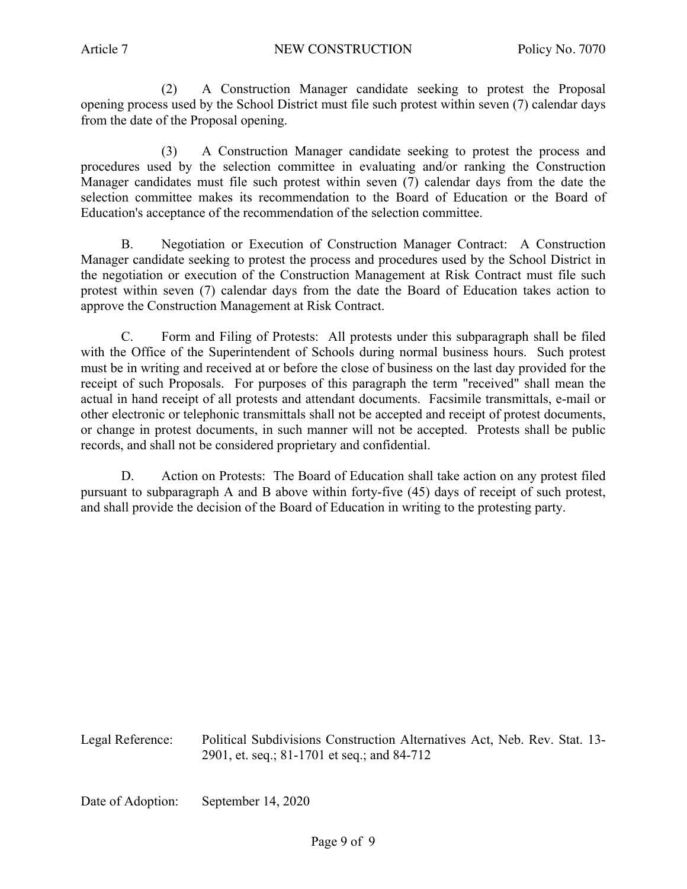(2) A Construction Manager candidate seeking to protest the Proposal opening process used by the School District must file such protest within seven (7) calendar days from the date of the Proposal opening.

(3) A Construction Manager candidate seeking to protest the process and procedures used by the selection committee in evaluating and/or ranking the Construction Manager candidates must file such protest within seven (7) calendar days from the date the selection committee makes its recommendation to the Board of Education or the Board of Education's acceptance of the recommendation of the selection committee.

B. Negotiation or Execution of Construction Manager Contract: A Construction Manager candidate seeking to protest the process and procedures used by the School District in the negotiation or execution of the Construction Management at Risk Contract must file such protest within seven (7) calendar days from the date the Board of Education takes action to approve the Construction Management at Risk Contract.

C. Form and Filing of Protests: All protests under this subparagraph shall be filed with the Office of the Superintendent of Schools during normal business hours. Such protest must be in writing and received at or before the close of business on the last day provided for the receipt of such Proposals. For purposes of this paragraph the term "received" shall mean the actual in hand receipt of all protests and attendant documents. Facsimile transmittals, e-mail or other electronic or telephonic transmittals shall not be accepted and receipt of protest documents, or change in protest documents, in such manner will not be accepted. Protests shall be public records, and shall not be considered proprietary and confidential.

D. Action on Protests: The Board of Education shall take action on any protest filed pursuant to subparagraph A and B above within forty-five (45) days of receipt of such protest, and shall provide the decision of the Board of Education in writing to the protesting party.

Legal Reference: Political Subdivisions Construction Alternatives Act, Neb. Rev. Stat. 13-2901, et. seq.; 81-1701 et seq.; and 84-712

Date of Adoption: September 14, 2020